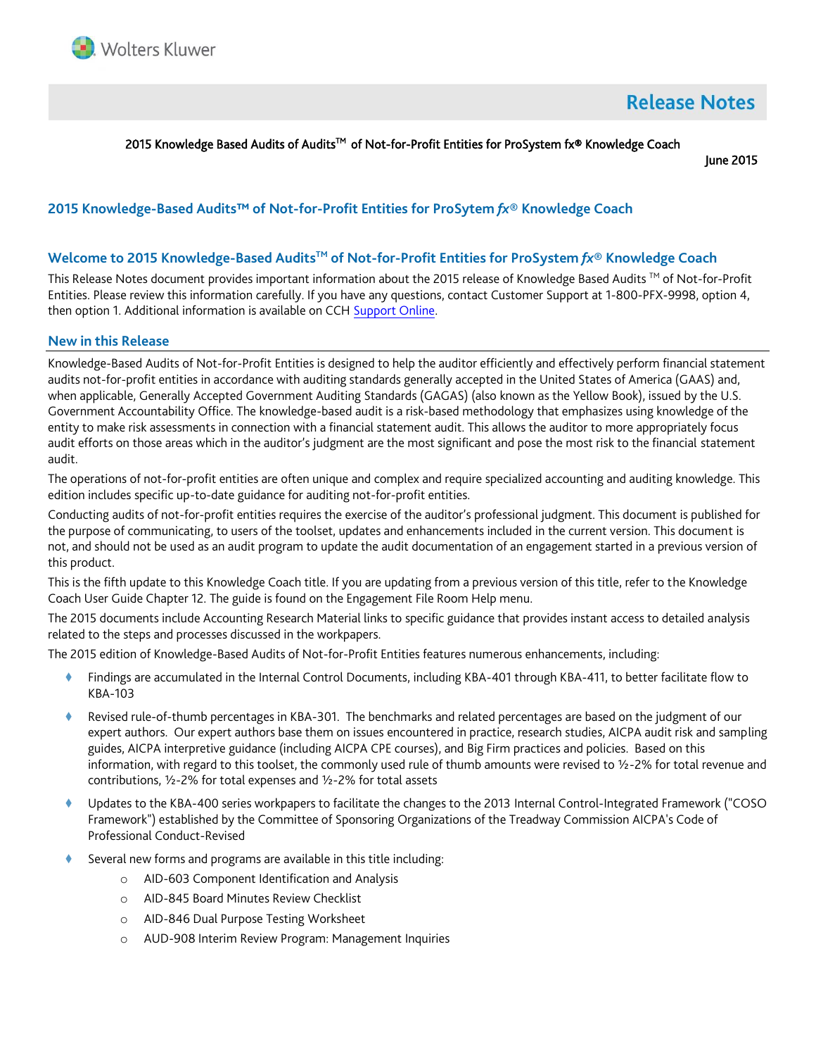# Release Notes

2015 Knowledge Based Audits of Audits™ of Not-for-Profit Entities for ProSystem fx® Knowledge Coach

June 2015

## 2015 Knowledge-Based Audits™ of Not-for-Profit Entities for ProSytem *fx*® Knowledge Coach

## Welcome to 2015 Knowledge-Based Audits™ of Not-for-Profit Entities for ProSystem *fx*® Knowledge Coach

This Release Notes document provides important information about the 2015 release of Knowledge Based Audits ™ of Not-for-Profit Entities. Please review this information carefully. If you have any questions, contact Customer Support at 1-800-PFX-9998, option 4, then option 1. Additional information is available on CCH Support Online.

## New in this Release

Knowledge-Based Audits of Not-for-Profit Entities is designed to help the auditor efficiently and effectively perform financial statement audits not-for-profit entities in accordance with auditing standards generally accepted in the United States of America (GAAS) and, when applicable, Generally Accepted Government Auditing Standards (GAGAS) (also known as the Yellow Book), issued by the U.S. Government Accountability Office. The knowledge-based audit is a risk-based methodology that emphasizes using knowledge of the entity to make risk assessments in connection with a financial statement audit. This allows the auditor to more appropriately focus audit efforts on those areas which in the auditor's judgment are the most significant and pose the most risk to the financial statement audit.

The operations of not-for-profit entities are often unique and complex and require specialized accounting and auditing knowledge. This edition includes specific up-to-date guidance for auditing not-for-profit entities.

Conducting audits of not-for-profit entities requires the exercise of the auditor's professional judgment. This document is published for the purpose of communicating, to users of the toolset, updates and enhancements included in the current version. This document is not, and should not be used as an audit program to update the audit documentation of an engagement started in a previous version of this product.

This is the fifth update to this Knowledge Coach title. If you are updating from a previous version of this title, refer to the Knowledge Coach User Guide Chapter 12. The guide is found on the Engagement File Room Help menu.

The 2015 documents include Accounting Research Material links to specific guidance that provides instant access to detailed analysis related to the steps and processes discussed in the workpapers.

The 2015 edition of Knowledge-Based Audits of Not-for-Profit Entities features numerous enhancements, including:

- Findings are accumulated in the Internal Control Documents, including KBA-401 through KBA-411, to better facilitate flow to KBA-103
- Revised rule-of-thumb percentages in KBA-301. The benchmarks and related percentages are based on the judgment of our expert authors. Our expert authors base them on issues encountered in practice, research studies, AICPA audit risk and sampling guides, AICPA interpretive guidance (including AICPA CPE courses), and Big Firm practices and policies. Based on this information, with regard to this toolset, the commonly used rule of thumb amounts were revised to ½-2% for total revenue and contributions, ½-2% for total expenses and ½-2% for total assets
- Updates to the KBA-400 series workpapers to facilitate the changes to the 2013 Internal Control-Integrated Framework ("COSO Framework") established by the Committee of Sponsoring Organizations of the Treadway Commission AICPA's Code of Professional Conduct-Revised
- Several new forms and programs are available in this title including:
  - AID-603 Component Identification and Analysis
  - AID-845 Board Minutes Review Checklist
  - AID-846 Dual Purpose Testing Worksheet
  - AUD-908 Interim Review Program: Management Inquiries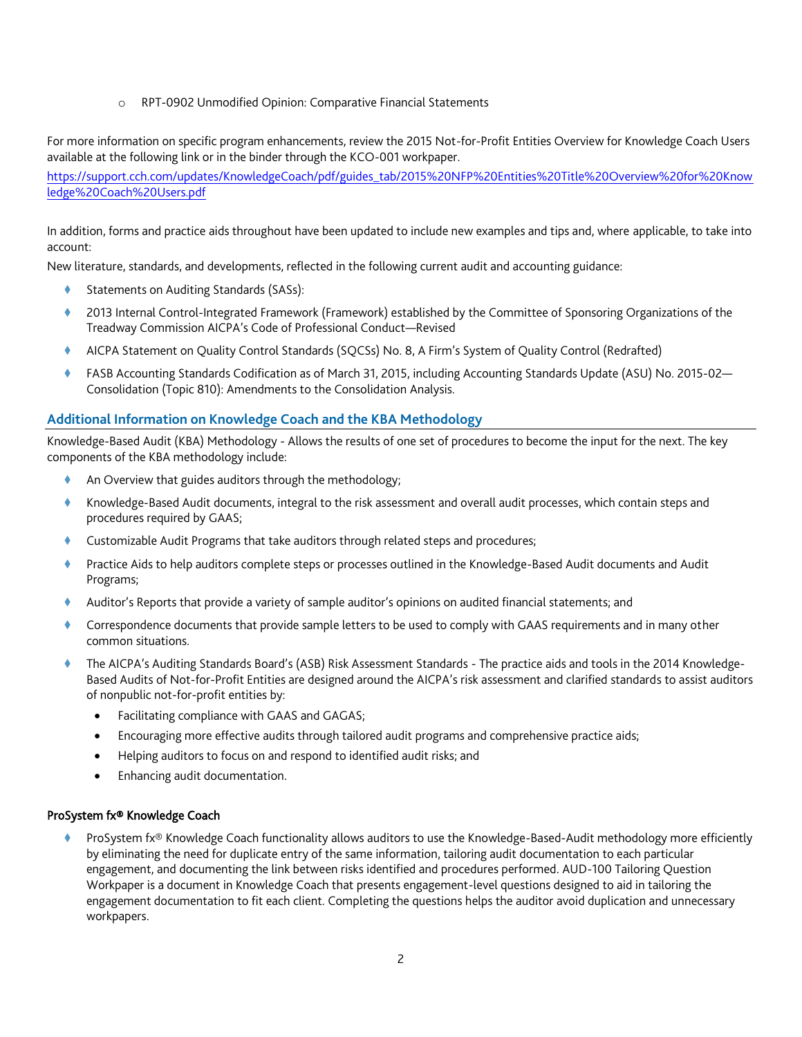- RPT-0902 Unmodified Opinion: Comparative Financial Statements

For more information on specific program enhancements, review the 2015 Not-for-Profit Entities Overview for Knowledge Coach Users available at the following link or in the binder through the KCO-001 workpaper.

https://support.cch.com/updates/KnowledgeCoach/pdf/guides_tab/2015%20NFP%20Entities%20Title%20Overview%20for%20Knowledge%20Coach%20Users.pdf

In addition, forms and practice aids throughout have been updated to include new examples and tips and, where applicable, to take into account:

New literature, standards, and developments, reflected in the following current audit and accounting guidance:

- Statements on Auditing Standards (SASs):
- 2013 Internal Control-Integrated Framework (Framework) established by the Committee of Sponsoring Organizations of the Treadway Commission AICPA's Code of Professional Conduct—Revised
- AICPA Statement on Quality Control Standards (SQCSs) No. 8, A Firm's System of Quality Control (Redrafted)
- FASB Accounting Standards Codification as of March 31, 2015, including Accounting Standards Update (ASU) No. 2015-02—Consolidation (Topic 810): Amendments to the Consolidation Analysis.

## Additional Information on Knowledge Coach and the KBA Methodology

Knowledge-Based Audit (KBA) Methodology - Allows the results of one set of procedures to become the input for the next. The key components of the KBA methodology include:

- An Overview that guides auditors through the methodology;
- Knowledge-Based Audit documents, integral to the risk assessment and overall audit processes, which contain steps and procedures required by GAAS;
- Customizable Audit Programs that take auditors through related steps and procedures;
- Practice Aids to help auditors complete steps or processes outlined in the Knowledge-Based Audit documents and Audit Programs;
- Auditor's Reports that provide a variety of sample auditor's opinions on audited financial statements; and
- Correspondence documents that provide sample letters to be used to comply with GAAS requirements and in many other common situations.
- The AICPA's Auditing Standards Board's (ASB) Risk Assessment Standards - The practice aids and tools in the 2014 Knowledge-Based Audits of Not-for-Profit Entities are designed around the AICPA's risk assessment and clarified standards to assist auditors of nonpublic not-for-profit entities by:
  - Facilitating compliance with GAAS and GAGAS;
  - Encouraging more effective audits through tailored audit programs and comprehensive practice aids;
  - Helping auditors to focus on and respond to identified audit risks; and
  - Enhancing audit documentation.

### ProSystem fx® Knowledge Coach

- ProSystem fx® Knowledge Coach functionality allows auditors to use the Knowledge-Based-Audit methodology more efficiently by eliminating the need for duplicate entry of the same information, tailoring audit documentation to each particular engagement, and documenting the link between risks identified and procedures performed. AUD-100 Tailoring Question Workpaper is a document in Knowledge Coach that presents engagement-level questions designed to aid in tailoring the engagement documentation to fit each client. Completing the questions helps the auditor avoid duplication and unnecessary workpapers.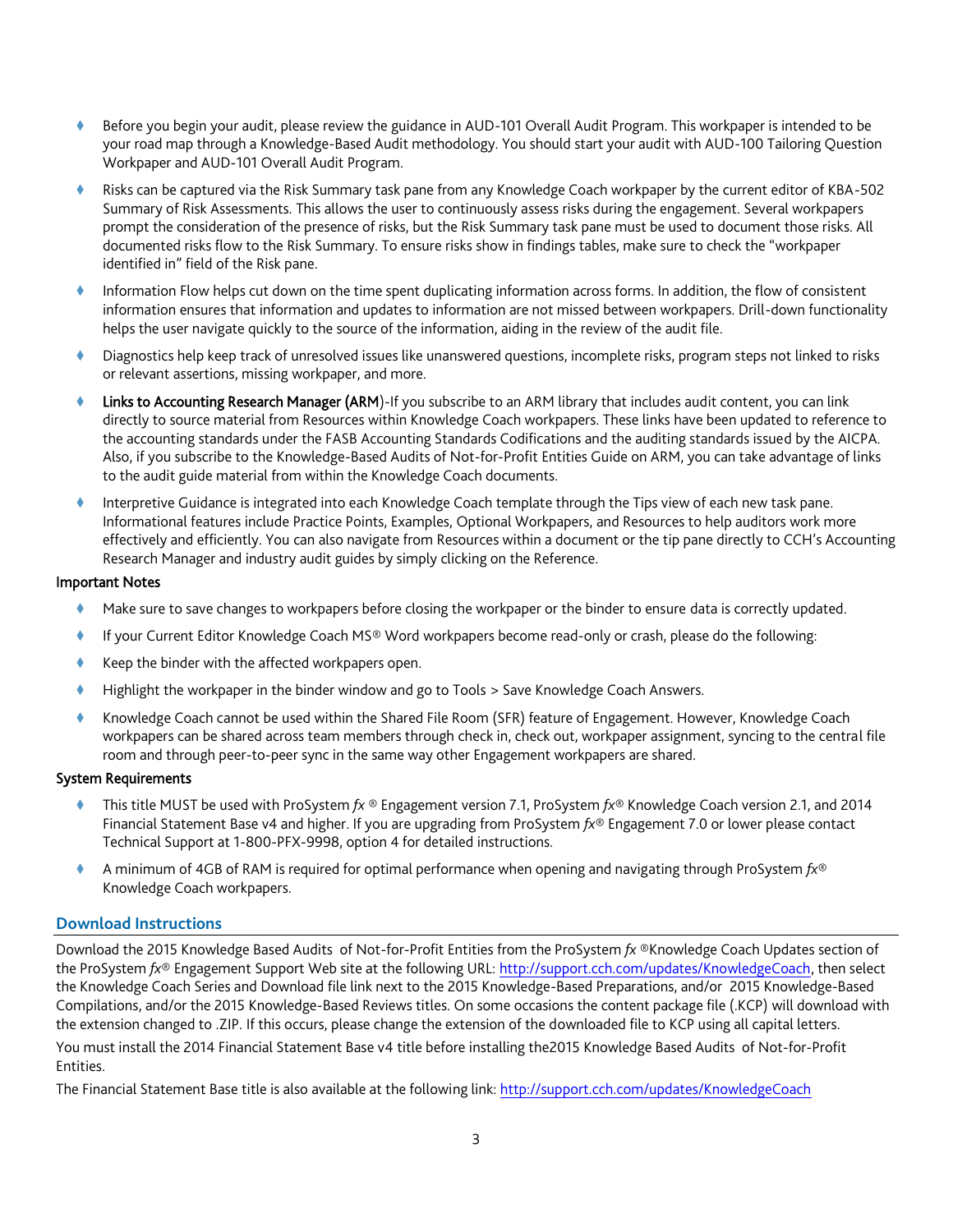- Before you begin your audit, please review the guidance in AUD-101 Overall Audit Program. This workpaper is intended to be your road map through a Knowledge-Based Audit methodology. You should start your audit with AUD-100 Tailoring Question Workpaper and AUD-101 Overall Audit Program.
- Risks can be captured via the Risk Summary task pane from any Knowledge Coach workpaper by the current editor of KBA-502 Summary of Risk Assessments. This allows the user to continuously assess risks during the engagement. Several workpapers prompt the consideration of the presence of risks, but the Risk Summary task pane must be used to document those risks. All documented risks flow to the Risk Summary. To ensure risks show in findings tables, make sure to check the "workpaper identified in" field of the Risk pane.
- Information Flow helps cut down on the time spent duplicating information across forms. In addition, the flow of consistent information ensures that information and updates to information are not missed between workpapers. Drill-down functionality helps the user navigate quickly to the source of the information, aiding in the review of the audit file.
- Diagnostics help keep track of unresolved issues like unanswered questions, incomplete risks, program steps not linked to risks or relevant assertions, missing workpaper, and more.
- **Links to Accounting Research Manager (ARM)**-If you subscribe to an ARM library that includes audit content, you can link directly to source material from Resources within Knowledge Coach workpapers. These links have been updated to reference to the accounting standards under the FASB Accounting Standards Codifications and the auditing standards issued by the AICPA. Also, if you subscribe to the Knowledge-Based Audits of Not-for-Profit Entities Guide on ARM, you can take advantage of links to the audit guide material from within the Knowledge Coach documents.
- Interpretive Guidance is integrated into each Knowledge Coach template through the Tips view of each new task pane. Informational features include Practice Points, Examples, Optional Workpapers, and Resources to help auditors work more effectively and efficiently. You can also navigate from Resources within a document or the tip pane directly to CCH's Accounting Research Manager and industry audit guides by simply clicking on the Reference.

**Important Notes**

- Make sure to save changes to workpapers before closing the workpaper or the binder to ensure data is correctly updated.
- If your Current Editor Knowledge Coach MS® Word workpapers become read-only or crash, please do the following:
- Keep the binder with the affected workpapers open.
- Highlight the workpaper in the binder window and go to Tools > Save Knowledge Coach Answers.
- Knowledge Coach cannot be used within the Shared File Room (SFR) feature of Engagement. However, Knowledge Coach workpapers can be shared across team members through check in, check out, workpaper assignment, syncing to the central file room and through peer-to-peer sync in the same way other Engagement workpapers are shared.

**System Requirements**

- This title MUST be used with ProSystem *fx* ® Engagement version 7.1, ProSystem *fx*® Knowledge Coach version 2.1, and 2014 Financial Statement Base v4 and higher. If you are upgrading from ProSystem *fx*® Engagement 7.0 or lower please contact Technical Support at 1-800-PFX-9998, option 4 for detailed instructions.
- A minimum of 4GB of RAM is required for optimal performance when opening and navigating through ProSystem *fx*® Knowledge Coach workpapers.

## Download Instructions

Download the 2015 Knowledge Based Audits of Not-for-Profit Entities from the ProSystem *fx* ®Knowledge Coach Updates section of the ProSystem *fx*® Engagement Support Web site at the following URL: http://support.cch.com/updates/KnowledgeCoach, then select the Knowledge Coach Series and Download file link next to the 2015 Knowledge-Based Preparations, and/or 2015 Knowledge-Based Compilations, and/or the 2015 Knowledge-Based Reviews titles. On some occasions the content package file (.KCP) will download with the extension changed to .ZIP. If this occurs, please change the extension of the downloaded file to KCP using all capital letters.

You must install the 2014 Financial Statement Base v4 title before installing the2015 Knowledge Based Audits of Not-for-Profit Entities.

The Financial Statement Base title is also available at the following link: http://support.cch.com/updates/KnowledgeCoach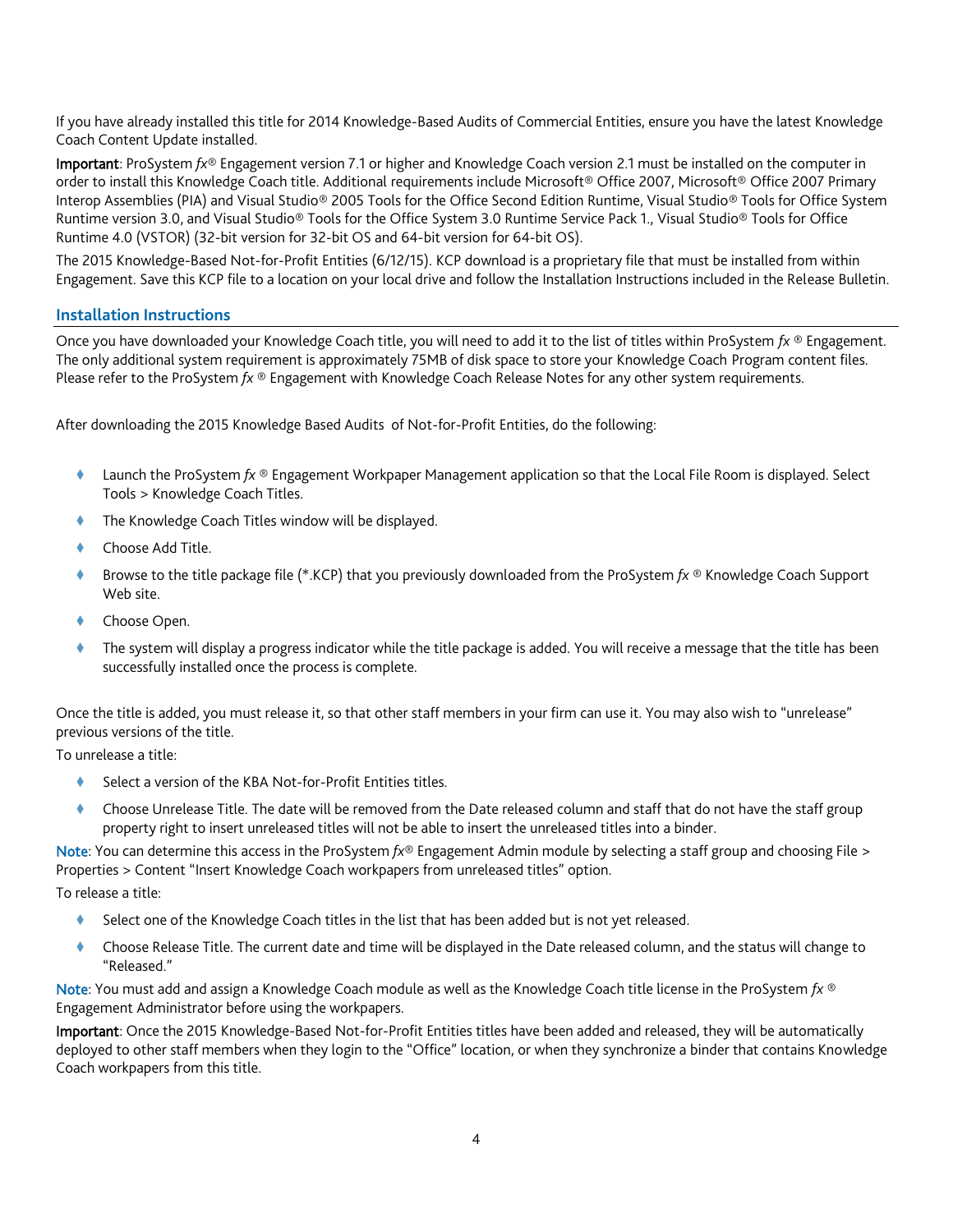If you have already installed this title for 2014 Knowledge-Based Audits of Commercial Entities, ensure you have the latest Knowledge Coach Content Update installed.

**Important**: ProSystem *fx*® Engagement version 7.1 or higher and Knowledge Coach version 2.1 must be installed on the computer in order to install this Knowledge Coach title. Additional requirements include Microsoft® Office 2007, Microsoft® Office 2007 Primary Interop Assemblies (PIA) and Visual Studio® 2005 Tools for the Office Second Edition Runtime, Visual Studio® Tools for Office System Runtime version 3.0, and Visual Studio® Tools for the Office System 3.0 Runtime Service Pack 1., Visual Studio® Tools for Office Runtime 4.0 (VSTOR) (32-bit version for 32-bit OS and 64-bit version for 64-bit OS).

The 2015 Knowledge-Based Not-for-Profit Entities (6/12/15). KCP download is a proprietary file that must be installed from within Engagement. Save this KCP file to a location on your local drive and follow the Installation Instructions included in the Release Bulletin.

## Installation Instructions

Once you have downloaded your Knowledge Coach title, you will need to add it to the list of titles within ProSystem *fx* ® Engagement. The only additional system requirement is approximately 75MB of disk space to store your Knowledge Coach Program content files. Please refer to the ProSystem *fx* ® Engagement with Knowledge Coach Release Notes for any other system requirements.

After downloading the 2015 Knowledge Based Audits of Not-for-Profit Entities, do the following:

- Launch the ProSystem *fx* ® Engagement Workpaper Management application so that the Local File Room is displayed. Select Tools > Knowledge Coach Titles.
- The Knowledge Coach Titles window will be displayed.
- Choose Add Title.
- Browse to the title package file (*.KCP) that you previously downloaded from the ProSystem *fx* ® Knowledge Coach Support Web site.
- Choose Open.
- The system will display a progress indicator while the title package is added. You will receive a message that the title has been successfully installed once the process is complete.

Once the title is added, you must release it, so that other staff members in your firm can use it. You may also wish to “unrelease” previous versions of the title.

To unrelease a title:

- Select a version of the KBA Not-for-Profit Entities titles.
- Choose Unrelease Title. The date will be removed from the Date released column and staff that do not have the staff group property right to insert unreleased titles will not be able to insert the unreleased titles into a binder.

Note: You can determine this access in the ProSystem *fx*® Engagement Admin module by selecting a staff group and choosing File > Properties > Content “Insert Knowledge Coach workpapers from unreleased titles” option.

To release a title:

- Select one of the Knowledge Coach titles in the list that has been added but is not yet released.
- Choose Release Title. The current date and time will be displayed in the Date released column, and the status will change to “Released.”

Note: You must add and assign a Knowledge Coach module as well as the Knowledge Coach title license in the ProSystem *fx* ® Engagement Administrator before using the workpapers.

**Important**: Once the 2015 Knowledge-Based Not-for-Profit Entities titles have been added and released, they will be automatically deployed to other staff members when they login to the “Office” location, or when they synchronize a binder that contains Knowledge Coach workpapers from this title.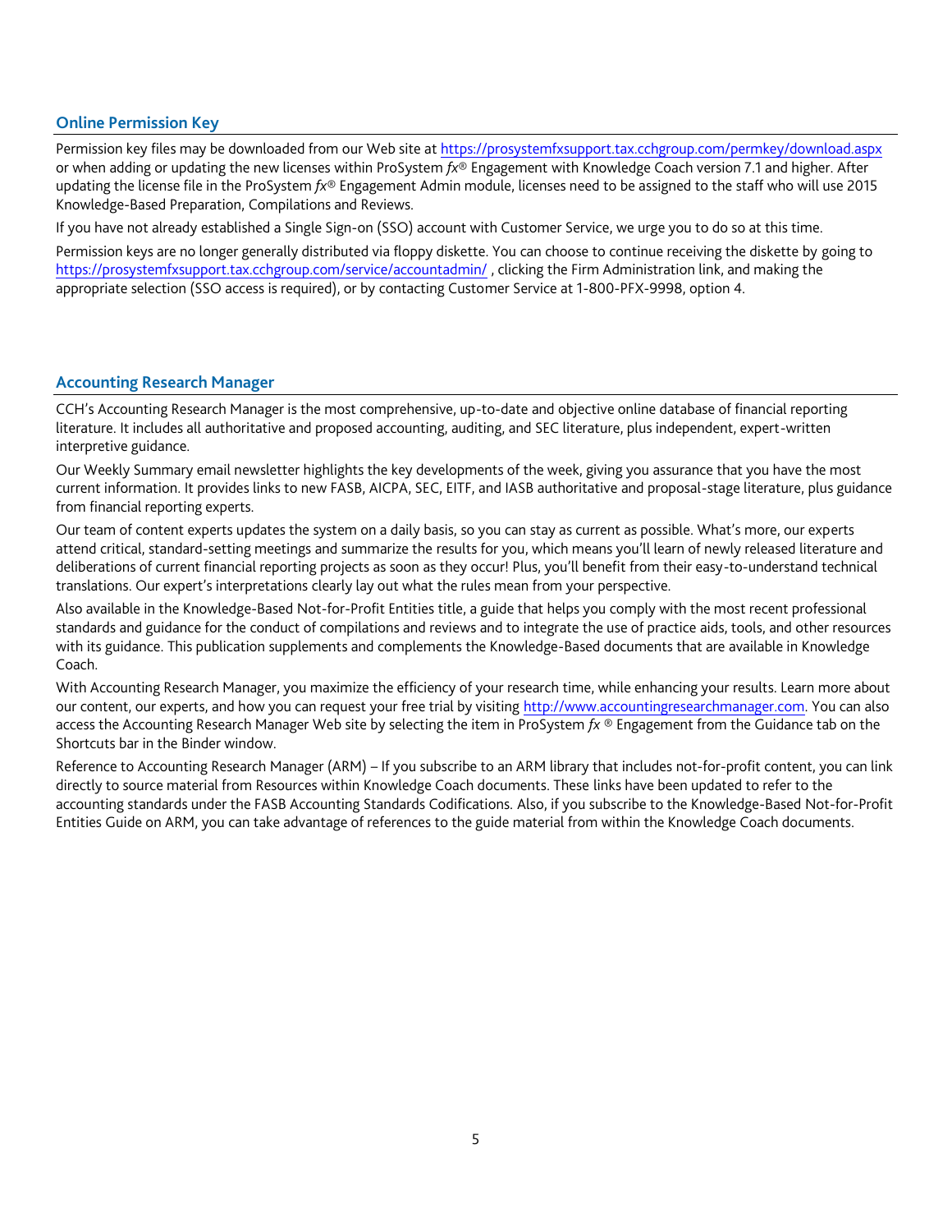## Online Permission Key

Permission key files may be downloaded from our Web site at https://prosystemfxsupport.tax.cchgroup.com/permkey/download.aspx or when adding or updating the new licenses within ProSystem *fx*® Engagement with Knowledge Coach version 7.1 and higher. After updating the license file in the ProSystem *fx*® Engagement Admin module, licenses need to be assigned to the staff who will use 2015 Knowledge-Based Preparation, Compilations and Reviews.

If you have not already established a Single Sign-on (SSO) account with Customer Service, we urge you to do so at this time.

Permission keys are no longer generally distributed via floppy diskette. You can choose to continue receiving the diskette by going to https://prosystemfxsupport.tax.cchgroup.com/service/accountadmin/ , clicking the Firm Administration link, and making the appropriate selection (SSO access is required), or by contacting Customer Service at 1-800-PFX-9998, option 4.

## Accounting Research Manager

CCH's Accounting Research Manager is the most comprehensive, up-to-date and objective online database of financial reporting literature. It includes all authoritative and proposed accounting, auditing, and SEC literature, plus independent, expert-written interpretive guidance.

Our Weekly Summary email newsletter highlights the key developments of the week, giving you assurance that you have the most current information. It provides links to new FASB, AICPA, SEC, EITF, and IASB authoritative and proposal-stage literature, plus guidance from financial reporting experts.

Our team of content experts updates the system on a daily basis, so you can stay as current as possible. What's more, our experts attend critical, standard-setting meetings and summarize the results for you, which means you'll learn of newly released literature and deliberations of current financial reporting projects as soon as they occur! Plus, you'll benefit from their easy-to-understand technical translations. Our expert's interpretations clearly lay out what the rules mean from your perspective.

Also available in the Knowledge-Based Not-for-Profit Entities title, a guide that helps you comply with the most recent professional standards and guidance for the conduct of compilations and reviews and to integrate the use of practice aids, tools, and other resources with its guidance. This publication supplements and complements the Knowledge-Based documents that are available in Knowledge Coach.

With Accounting Research Manager, you maximize the efficiency of your research time, while enhancing your results. Learn more about our content, our experts, and how you can request your free trial by visiting http://www.accountingresearchmanager.com. You can also access the Accounting Research Manager Web site by selecting the item in ProSystem *fx* ® Engagement from the Guidance tab on the Shortcuts bar in the Binder window.

Reference to Accounting Research Manager (ARM) – If you subscribe to an ARM library that includes not-for-profit content, you can link directly to source material from Resources within Knowledge Coach documents. These links have been updated to refer to the accounting standards under the FASB Accounting Standards Codifications. Also, if you subscribe to the Knowledge-Based Not-for-Profit Entities Guide on ARM, you can take advantage of references to the guide material from within the Knowledge Coach documents.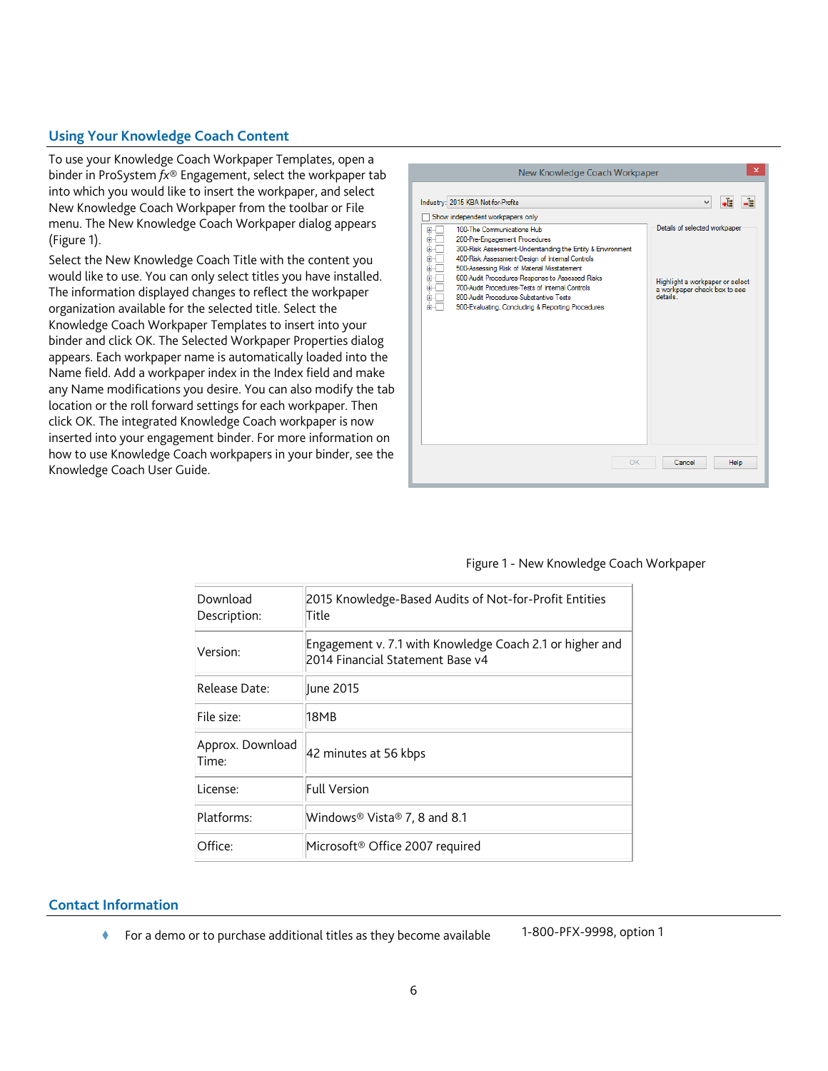## Using Your Knowledge Coach Content

To use your Knowledge Coach Workpaper Templates, open a binder in ProSystem *fx*® Engagement, select the workpaper tab into which you would like to insert the workpaper, and select New Knowledge Coach Workpaper from the toolbar or File menu. The New Knowledge Coach Workpaper dialog appears (Figure 1).

Select the New Knowledge Coach Title with the content you would like to use. You can only select titles you have installed. The information displayed changes to reflect the workpaper organization available for the selected title. Select the Knowledge Coach Workpaper Templates to insert into your binder and click OK. The Selected Workpaper Properties dialog appears. Each workpaper name is automatically loaded into the Name field. Add a workpaper index in the Index field and make any Name modifications you desire. You can also modify the tab location or the roll forward settings for each workpaper. Then click OK. The integrated Knowledge Coach workpaper is now inserted into your engagement binder. For more information on how to use Knowledge Coach workpapers in your binder, see the Knowledge Coach User Guide.

Figure 1 - New Knowledge Coach Workpaper

| | |
|---|---|
| Download Description: | 2015 Knowledge-Based Audits of Not-for-Profit Entities Title |
| Version: | Engagement v. 7.1 with Knowledge Coach 2.1 or higher and 2014 Financial Statement Base v4 |
| Release Date: | June 2015 |
| File size: | 18MB |
| Approx. Download Time: | 42 minutes at 56 kbps |
| License: | Full Version |
| Platforms: | Windows® Vista® 7, 8 and 8.1 |
| Office: | Microsoft® Office 2007 required |

## Contact Information

- For a demo or to purchase additional titles as they become available 1-800-PFX-9998, option 1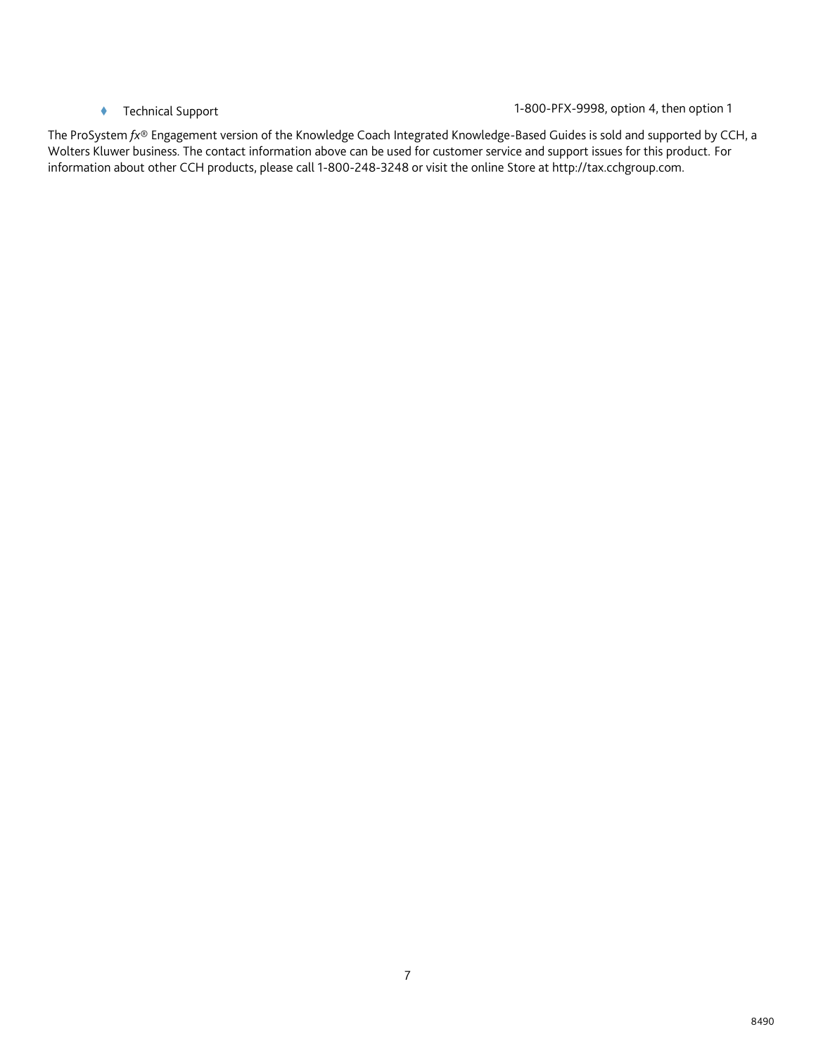- Technical Support 1-800-PFX-9998, option 4, then option 1

The ProSystem *fx*® Engagement version of the Knowledge Coach Integrated Knowledge-Based Guides is sold and supported by CCH, a Wolters Kluwer business. The contact information above can be used for customer service and support issues for this product. For information about other CCH products, please call 1-800-248-3248 or visit the online Store at http://tax.cchgroup.com.

8490